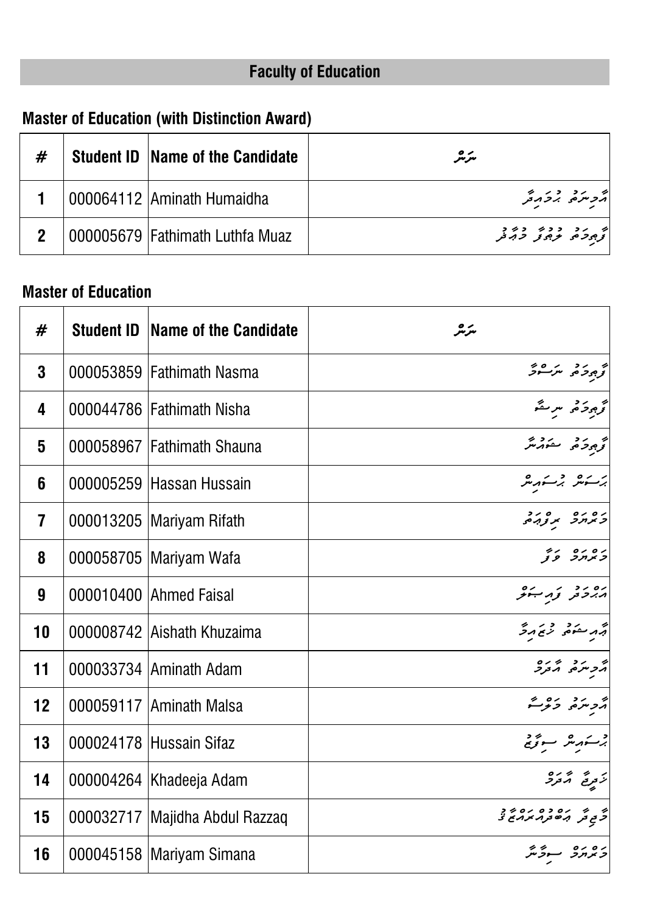## Faculty of Education

### Master of Education (with Distinction Award)

| # | Student ID | Name of the Candidate | ނަން |
|---|---|---|---|
| 1 | 000064112 | Aminath Humaidha | އާމިނަތު ހުމައިދާ |
| 2 | 000005679 | Fathimath Luthfa Muaz | ފާތިމަތު ލުތުފާ މުއާޒު |

### Master of Education

| # | Student ID | Name of the Candidate | ނަން |
|---|---|---|---|
| 3 | 000053859 | Fathimath Nasma | ފާތިމަތު ނަސްމާ |
| 4 | 000044786 | Fathimath Nisha | ފާތިމަތު ނިޝާ |
| 5 | 000058967 | Fathimath Shauna | ފާތިމަތު ޝައުނާ |
| 6 | 000005259 | Hassan Hussain | ހަސަން ހުސައިން |
| 7 | 000013205 | Mariyam Rifath | މަރިޔަމް ރިފްއަތު |
| 8 | 000058705 | Mariyam Wafa | މަރިޔަމް ވަފާ |
| 9 | 000010400 | Ahmed Faisal | އަޙްމަދު ފައިސަލް |
| 10 | 000008742 | Aishath Khuzaima | އައިޝަތު ޚުޒައިމާ |
| 11 | 000033734 | Aminath Adam | އާމިނަތު އާދަމް |
| 12 | 000059117 | Aminath Malsa | އާމިނަތު މަލްސާ |
| 13 | 000024178 | Hussain Sifaz | ހުސައިން ސިފާޒު |
| 14 | 000004264 | Khadeeja Adam | ޚަދީޖާ އާދަމް |
| 15 | 000032717 | Majidha Abdul Razzaq | މާޖިދާ އަބްދުލްރައްޒާޤު |
| 16 | 000045158 | Mariyam Simana | މަރިޔަމް ސިމާނާ |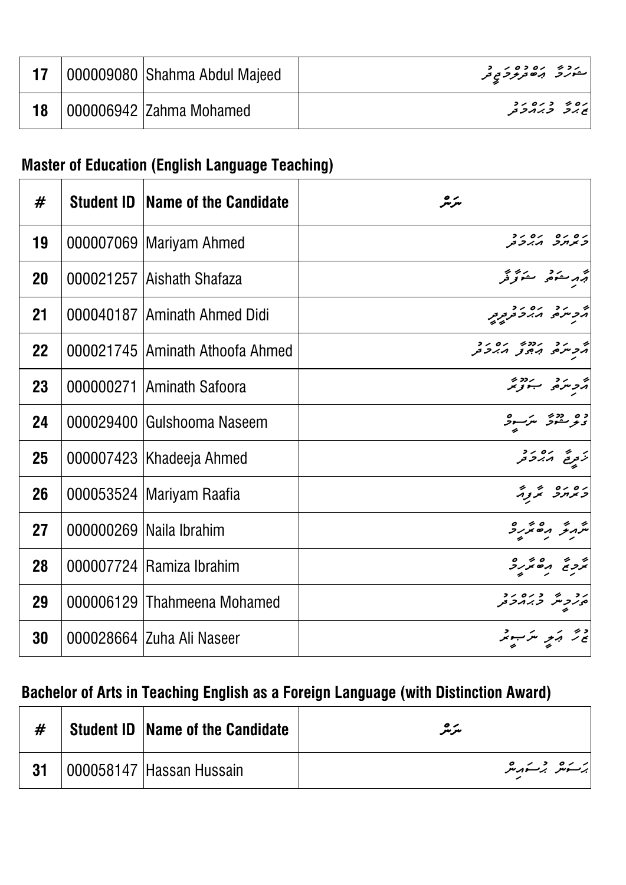| 17 | 000009080 | Shahma Abdul Majeed | ށަހްމާ އަބްދުލްމަޖީދު |
|---|---|---|---|
| 18 | 000006942 | Zahma Mohamed | ޒަހްމާ މުޙައްމަދު |

### Master of Education (English Language Teaching)

| # | Student ID | Name of the Candidate | ނަން |
|---|---|---|---|
| 19 | 000007069 | Mariyam Ahmed | މަރިޔަމް އަޙްމަދު |
| 20 | 000021257 | Aishath Shafaza | އާއިޝަތު ޝަފާޒާ |
| 21 | 000040187 | Aminath Ahmed Didi | އާމިނަތު އަޙްމަދުދީދީ |
| 22 | 000021745 | Aminath Athoofa Ahmed | އާމިނަތު އަޠޫފާ އަޙްމަދު |
| 23 | 000000271 | Aminath Safoora | އާމިނަތު ޞަފޫރާ |
| 24 | 000029400 | Gulshooma Naseem | ގުލްޝޫމާ ނަސީމް |
| 25 | 000007423 | Khadeeja Ahmed | ޚަދީޖާ އަޙްމަދު |
| 26 | 000053524 | Mariyam Raafia | މަރިޔަމް ރާފިއާ |
| 27 | 000000269 | Naila Ibrahim | ނާއިލާ އިބްރާހީމް |
| 28 | 000007724 | Ramiza Ibrahim | ރާމިޒާ އިބްރާހީމް |
| 29 | 000006129 | Thahmeena Mohamed | ތަހުމީނާ މުޙައްމަދު |
| 30 | 000028664 | Zuha Ali Naseer | ޟުޙާ އަލީ ނަސީރު |

### Bachelor of Arts in Teaching English as a Foreign Language (with Distinction Award)

| # | Student ID | Name of the Candidate | ނަން |
|---|---|---|---|
| 31 | 000058147 | Hassan Hussain | ޙަސަން ޙުސައިން |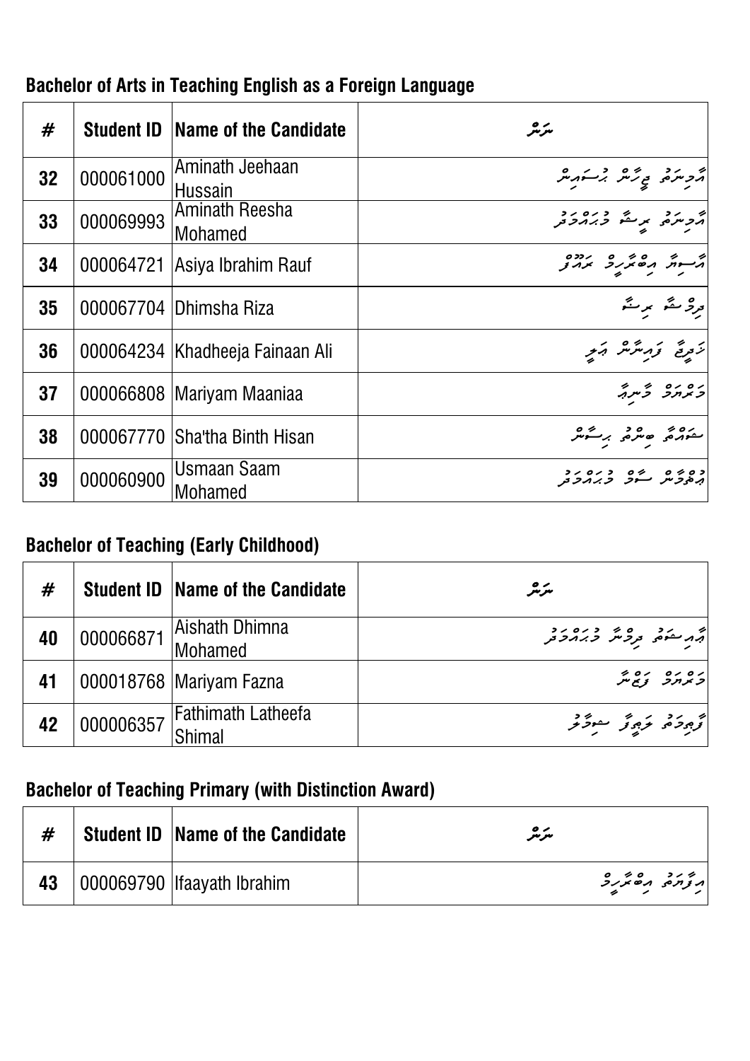## Bachelor of Arts in Teaching English as a Foreign Language

| # | Student ID | Name of the Candidate | ނަން |
|---|---|---|---|
| 32 | 000061000 | Aminath Jeehaan Hussain | އާމިނަތު ޖީހާން ހުސައިން |
| 33 | 000069993 | Aminath Reesha Mohamed | އާމިނަތު ރީޝާ މުޙައްމަދު |
| 34 | 000064721 | Asiya Ibrahim Rauf | އާސިޔާ އިބްރާހީމް ރައުފް |
| 35 | 000067704 | Dhimsha Riza | ދިމްޝާ ރިޟާ |
| 36 | 000064234 | Khadheeja Fainaan Ali | ޚަދީޖާ ފައިނާން ޢަލީ |
| 37 | 000066808 | Mariyam Maaniaa | މަރްޔަމް މާނިޔާ |
| 38 | 000067770 | Sha'tha Binth Hisan | ޝަޢުތާ ބިންތު ހިސާން |
| 39 | 000060900 | Usmaan Saam Mohamed | ޢުޘްމާން ސާމް މުޙައްމަދު |

## Bachelor of Teaching (Early Childhood)

| # | Student ID | Name of the Candidate | ނަން |
|---|---|---|---|
| 40 | 000066871 | Aishath Dhimna Mohamed | ޢާއިޝަތު ދިމްނާ މުޙައްމަދު |
| 41 | 000018768 | Mariyam Fazna | މަރްޔަމް ފަޒްނާ |
| 42 | 000006357 | Fathimath Latheefa Shimal | ފާޠިމަތު ލަޠީފާ ޝިމާލް |

## Bachelor of Teaching Primary (with Distinction Award)

| # | Student ID | Name of the Candidate | ނަން |
|---|---|---|---|
| 43 | 000069790 | Ifaayath Ibrahim | އިފާޔަތު އިބްރާހީމް |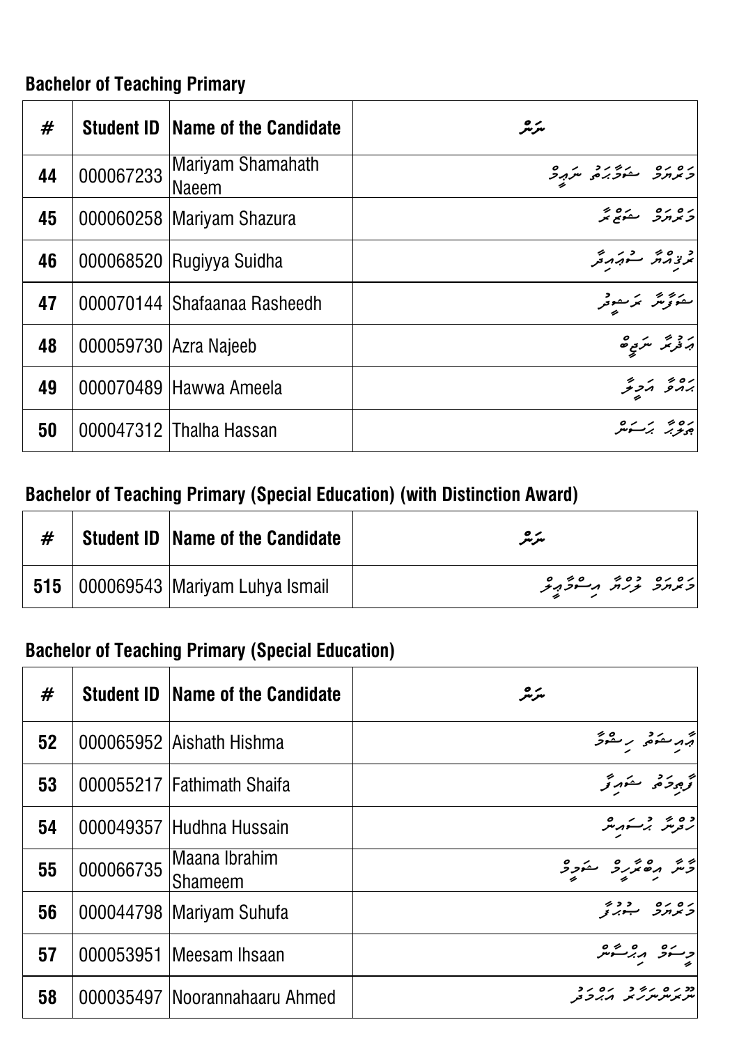### Bachelor of Teaching Primary

| # | Student ID | Name of the Candidate | ނަން |
|---|---|---|---|
| 44 | 000067233 | Mariyam Shamahath Naeem | މަރްޔަމް ޝަމާހަތު ނައީމް |
| 45 | 000060258 | Mariyam Shazura | މަރްޔަމް ޝަޒުރާ |
| 46 | 000068520 | Rugiyya Suidha | ރުގިއްޔާ ސުއިދާ |
| 47 | 000070144 | Shafaanaa Rasheedh | ޝަފާނާ ރަޝީދު |
| 48 | 000059730 | Azra Najeeb | އަޒްރާ ނަޖީބު |
| 49 | 000070489 | Hawwa Ameela | ހައްވާ އަމީލާ |
| 50 | 000047312 | Thalha Hassan | ޠަލްހާ ހަސަން |

### Bachelor of Teaching Primary (Special Education) (with Distinction Award)

| # | Student ID | Name of the Candidate | ނަން |
|---|---|---|---|
| 515 | 000069543 | Mariyam Luhya Ismail | މަރްޔަމް ލުހްޔާ އިސްމާޢީލް |

### Bachelor of Teaching Primary (Special Education)

| # | Student ID | Name of the Candidate | ނަން |
|---|---|---|---|
| 52 | 000065952 | Aishath Hishma | އައިޝަތު ހިޝްމާ |
| 53 | 000055217 | Fathimath Shaifa | ފާޠިމަތު ޝައިފާ |
| 54 | 000049357 | Hudhna Hussain | ހުދްނާ ހުސައިން |
| 55 | 000066735 | Maana Ibrahim Shameem | މާނާ އިބްރާހީމް ޝަމީމް |
| 56 | 000044798 | Mariyam Suhufa | މަރްޔަމް ސުހުފާ |
| 57 | 000053951 | Meesam Ihsaan | މީސަމް އިޙްސާން |
| 58 | 000035497 | Noorannahaaru Ahmed | ނޫރަންނަހާރު އަޙްމަދު |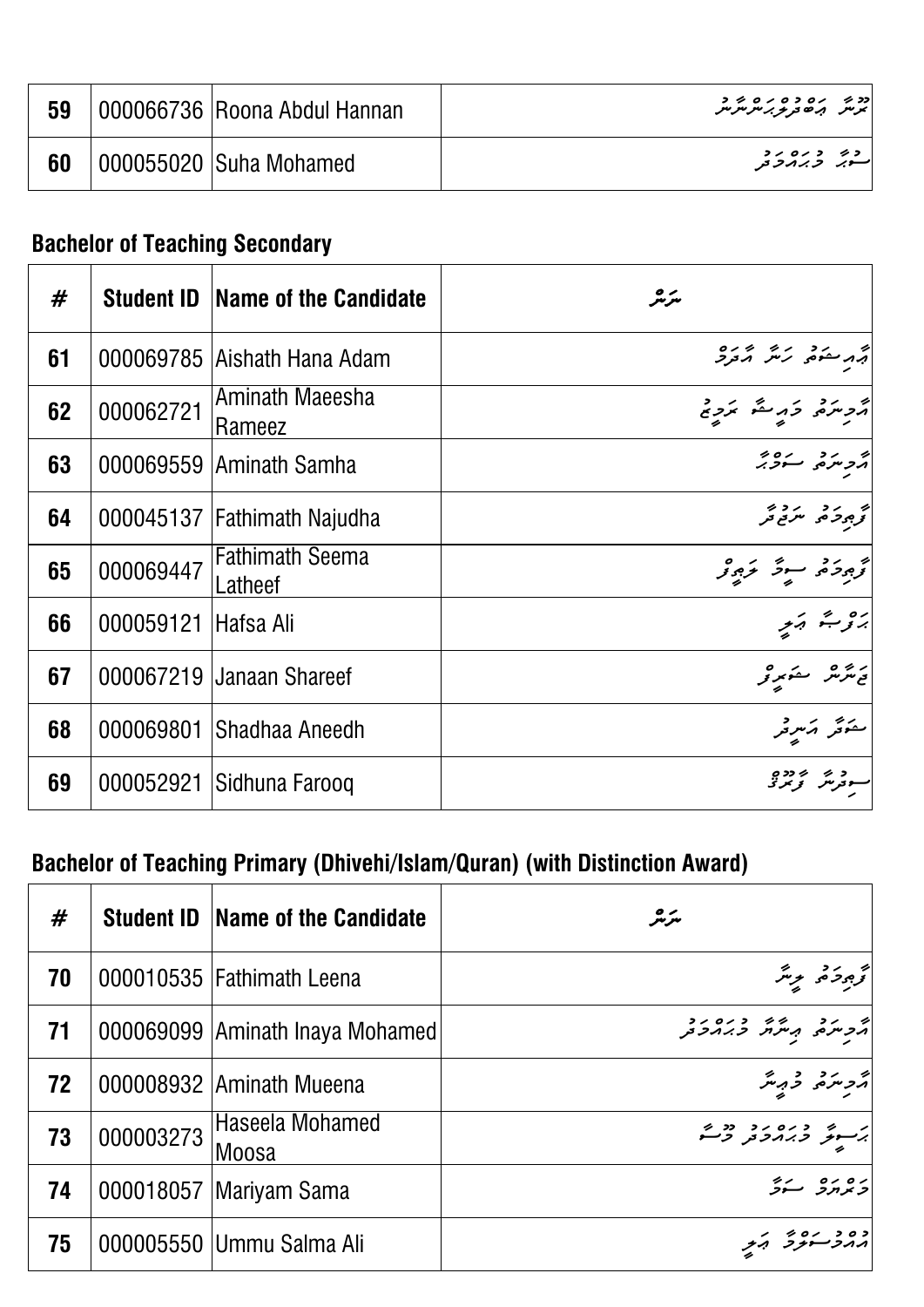| 59 | 000066736 | Roona Abdul Hannan | ރޫނާ އަބްދުލްހައްނާން |
|---|---|---|---|
| 60 | 000055020 | Suha Mohamed | ސުހާ މުޙައްމަދު |

## Bachelor of Teaching Secondary

| # | Student ID | Name of the Candidate | ނަން |
|---|---|---|---|
| 61 | 000069785 | Aishath Hana Adam | އާއިޝަތު ހަނާ އާދަމް |
| 62 | 000062721 | Aminath Maeesha Rameez | އާމިނަތު މައީޝާ ރަމީޒް |
| 63 | 000069559 | Aminath Samha | އާމިނަތު ސަމްހާ |
| 64 | 000045137 | Fathimath Najudha | ފާތިމަތު ނަޖުދާ |
| 65 | 000069447 | Fathimath Seema Latheef | ފާތިމަތު ސީމާ ލަޠީފް |
| 66 | 000059121 | Hafsa Ali | ހަފްޞާ ޢަލީ |
| 67 | 000067219 | Janaan Shareef | ޖަނާން ޝަރީފް |
| 68 | 000069801 | Shadhaa Aneedh | ޝަދާ އަނީދު |
| 69 | 000052921 | Sidhuna Farooq | ސިދުނާ ފާރޫގު |

## Bachelor of Teaching Primary (Dhivehi/Islam/Quran) (with Distinction Award)

| # | Student ID | Name of the Candidate | ނަން |
|---|---|---|---|
| 70 | 000010535 | Fathimath Leena | ފާތިމަތު ލީނާ |
| 71 | 000069099 | Aminath Inaya Mohamed | އާމިނަތު އިނާޔާ މުޙައްމަދު |
| 72 | 000008932 | Aminath Mueena | އާމިނަތު މުއީނާ |
| 73 | 000003273 | Haseela Mohamed Moosa | ހަސީލާ މުޙައްމަދު މޫސާ |
| 74 | 000018057 | Mariyam Sama | މަރްޔަމް ސަމާ |
| 75 | 000005550 | Ummu Salma Ali | އުއްމުސަލްމާ ޢަލީ |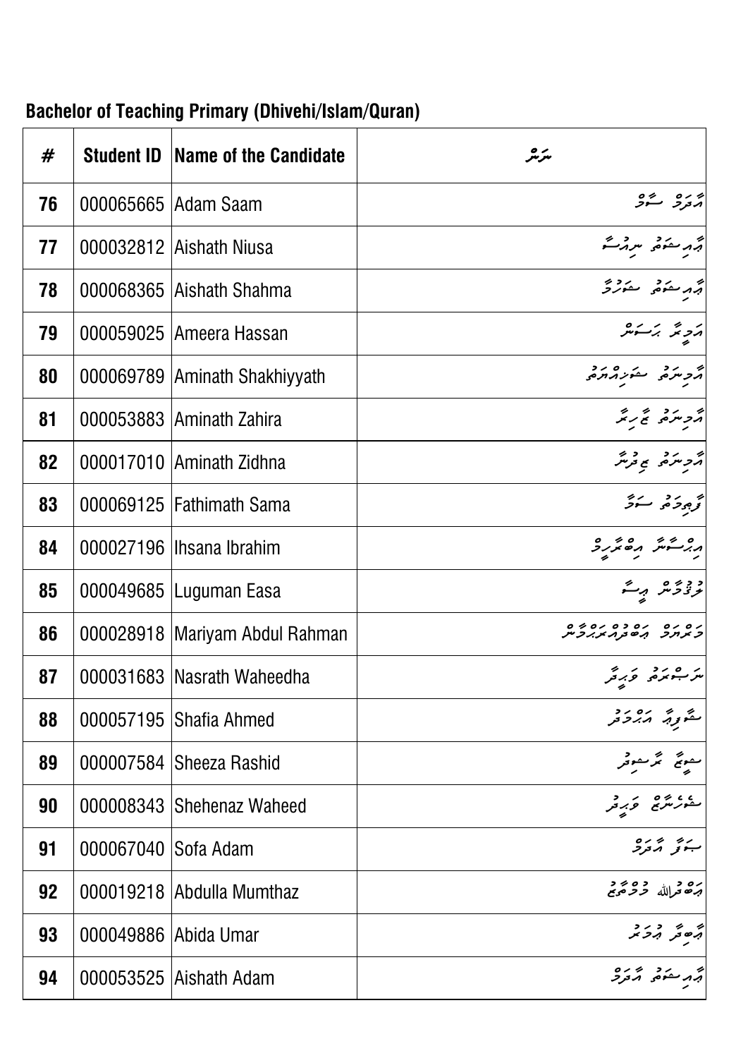## Bachelor of Teaching Primary (Dhivehi/Islam/Quran)

| # | Student ID | Name of the Candidate | ނަން |
|---|---|---|---|
| 76 | 000065665 | Adam Saam | އާދަމް ސާމް |
| 77 | 000032812 | Aishath Niusa | އާއިޝަތު ނިއުސާ |
| 78 | 000068365 | Aishath Shahma | އާއިޝަތު ޝަހުމާ |
| 79 | 000059025 | Ameera Hassan | އަމީރާ ހަސަން |
| 80 | 000069789 | Aminath Shakhiyyath | އާމިނަތު ޝަޚިއްޔަތު |
| 81 | 000053883 | Aminath Zahira | އާމިނަތު ޒާހިރާ |
| 82 | 000017010 | Aminath Zidhna | އާމިނަތު ޒިދުނާ |
| 83 | 000069125 | Fathimath Sama | ފާތިމަތު ސަމާ |
| 84 | 000027196 | Ihsana Ibrahim | އިޙްސާނާ އިބްރާހީމް |
| 85 | 000049685 | Luguman Easa | ލުގުމާން އީސާ |
| 86 | 000028918 | Mariyam Abdul Rahman | މަރިޔަމް އަބްދުއްރަޙްމާން |
| 87 | 000031683 | Nasrath Waheedha | ނަސްރަތު ވަހީދާ |
| 88 | 000057195 | Shafia Ahmed | ޝާފިއާ އަޙްމަދު |
| 89 | 000007584 | Sheeza Rashid | ޝީޒާ ރާޝިދު |
| 90 | 000008343 | Shehenaz Waheed | ޝެހެނާޒް ވަހީދު |
| 91 | 000067040 | Sofa Adam | ސޯފާ އާދަމް |
| 92 | 000019218 | Abdulla Mumthaz | އަބްދުﷲ މުމްތާޒު |
| 93 | 000049886 | Abida Umar | އާބިދާ އުމަރު |
| 94 | 000053525 | Aishath Adam | އާއިޝަތު އާދަމް |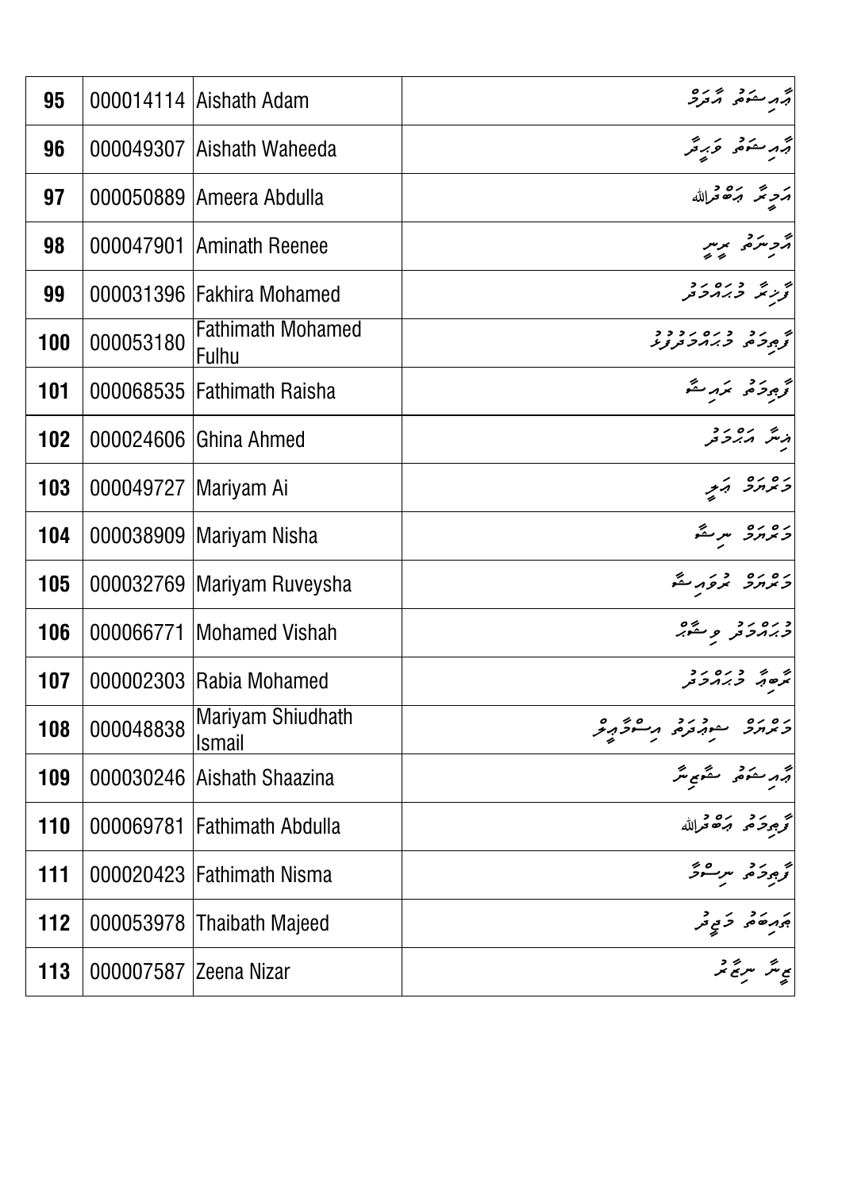| 95 | 000014114 | Aishath Adam | | އާއިޝަތު އާދަމް |
|---|---|---|---|---|
| 96 | 000049307 | Aishath Waheeda | | އާއިޝަތު ވަހީދާ |
| 97 | 000050889 | Ameera Abdulla | | އަމީރާ ޢަބްދުﷲ |
| 98 | 000047901 | Aminath Reenee | | އާމިނަތު ރީނީ |
| 99 | 000031396 | Fakhira Mohamed | | ފާޚިރާ މުޙައްމަދު |
| 100 | 000053180 | Fathimath Mohamed Fulhu | | ފާޠިމަތު މުޙައްމަދުފުޅު |
| 101 | 000068535 | Fathimath Raisha | | ފާޠިމަތު ރައިޝާ |
| 102 | 000024606 | Ghina Ahmed | | ޣިނާ އަޙްމަދު |
| 103 | 000049727 | Mariyam Ai | | މަރްޔަމް އައި |
| 104 | 000038909 | Mariyam Nisha | | މަރްޔަމް ނިޝާ |
| 105 | 000032769 | Mariyam Ruveysha | | މަރްޔަމް ރުވައިޝާ |
| 106 | 000066771 | Mohamed Vishah | | މުޙައްމަދު ވިޝާޙް |
| 107 | 000002303 | Rabia Mohamed | | ރާބިޢާ މުޙައްމަދު |
| 108 | 000048838 | Mariyam Shiudhath Ismail | | މަރްޔަމް ޝިޢުދަތު އިސްމާޢީލް |
| 109 | 000030246 | Aishath Shaazina | | އާއިޝަތު ޝާޒިނާ |
| 110 | 000069781 | Fathimath Abdulla | | ފާޠިމަތު ޢަބްދުﷲ |
| 111 | 000020423 | Fathimath Nisma | | ފާޠިމަތު ނިސްމާ |
| 112 | 000053978 | Thaibath Majeed | | ޠައިބަތު މަޖީދު |
| 113 | 000007587 | Zeena Nizar | | ޒީނާ ނިޒާރު |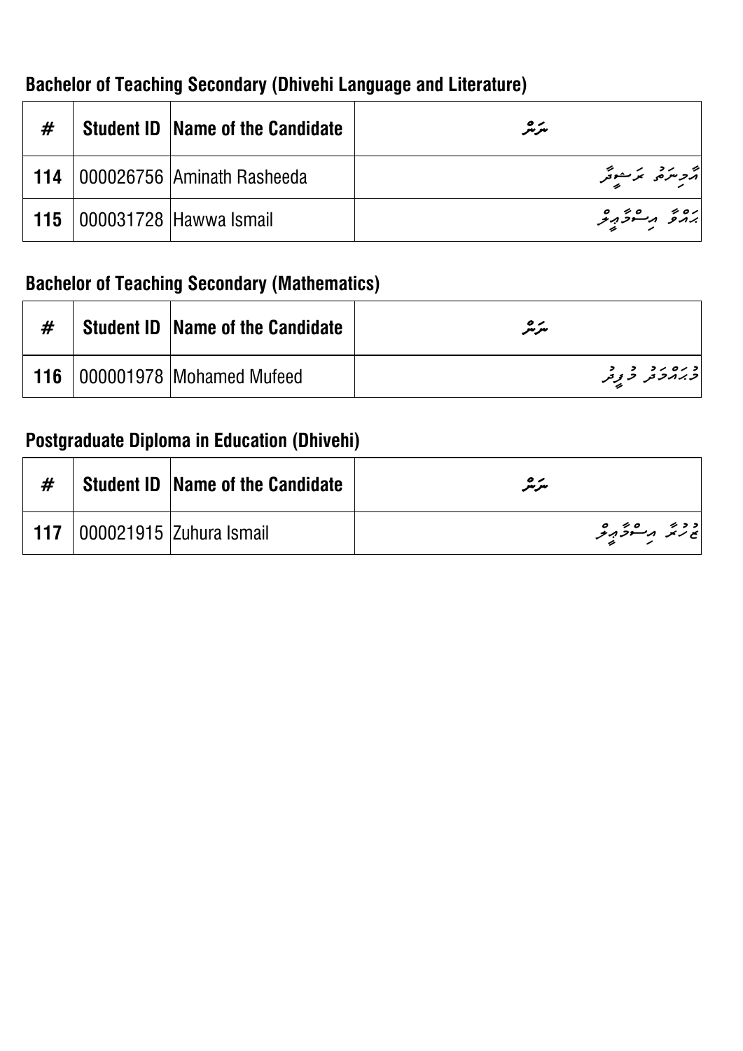## Bachelor of Teaching Secondary (Dhivehi Language and Literature)

| # | Student ID | Name of the Candidate | ނަން |
|---|---|---|---|
| 114 | 000026756 | Aminath Rasheeda | އާމިނަތު ރަޝީދާ |
| 115 | 000031728 | Hawwa Ismail | ހައްވާ އިސްމާޢީލް |

## Bachelor of Teaching Secondary (Mathematics)

| # | Student ID | Name of the Candidate | ނަން |
|---|---|---|---|
| 116 | 000001978 | Mohamed Mufeed | މުޙައްމަދު މުފީދު |

## Postgraduate Diploma in Education (Dhivehi)

| # | Student ID | Name of the Candidate | ނަން |
|---|---|---|---|
| 117 | 000021915 | Zuhura Ismail | ޒުހުރާ އިސްމާޢީލް |